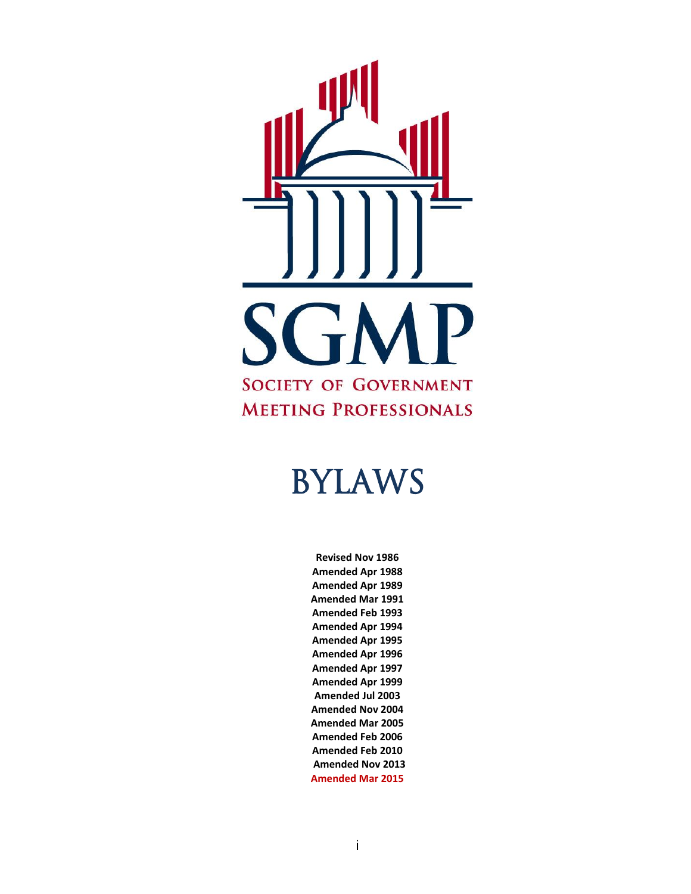# SGMP

SOCIETY OF GOVERNMENT MEETING PROFESSIONALS

# BYLAWS

**Revised Nov 1986**
**Amended Apr 1988**
**Amended Apr 1989**
**Amended Mar 1991**
**Amended Feb 1993**
**Amended Apr 1994**
**Amended Apr 1995**
**Amended Apr 1996**
**Amended Apr 1997**
**Amended Apr 1999**
**Amended Jul 2003**
**Amended Nov 2004**
**Amended Mar 2005**
**Amended Feb 2006**
**Amended Feb 2010**
**Amended Nov 2013**
**Amended Mar 2015**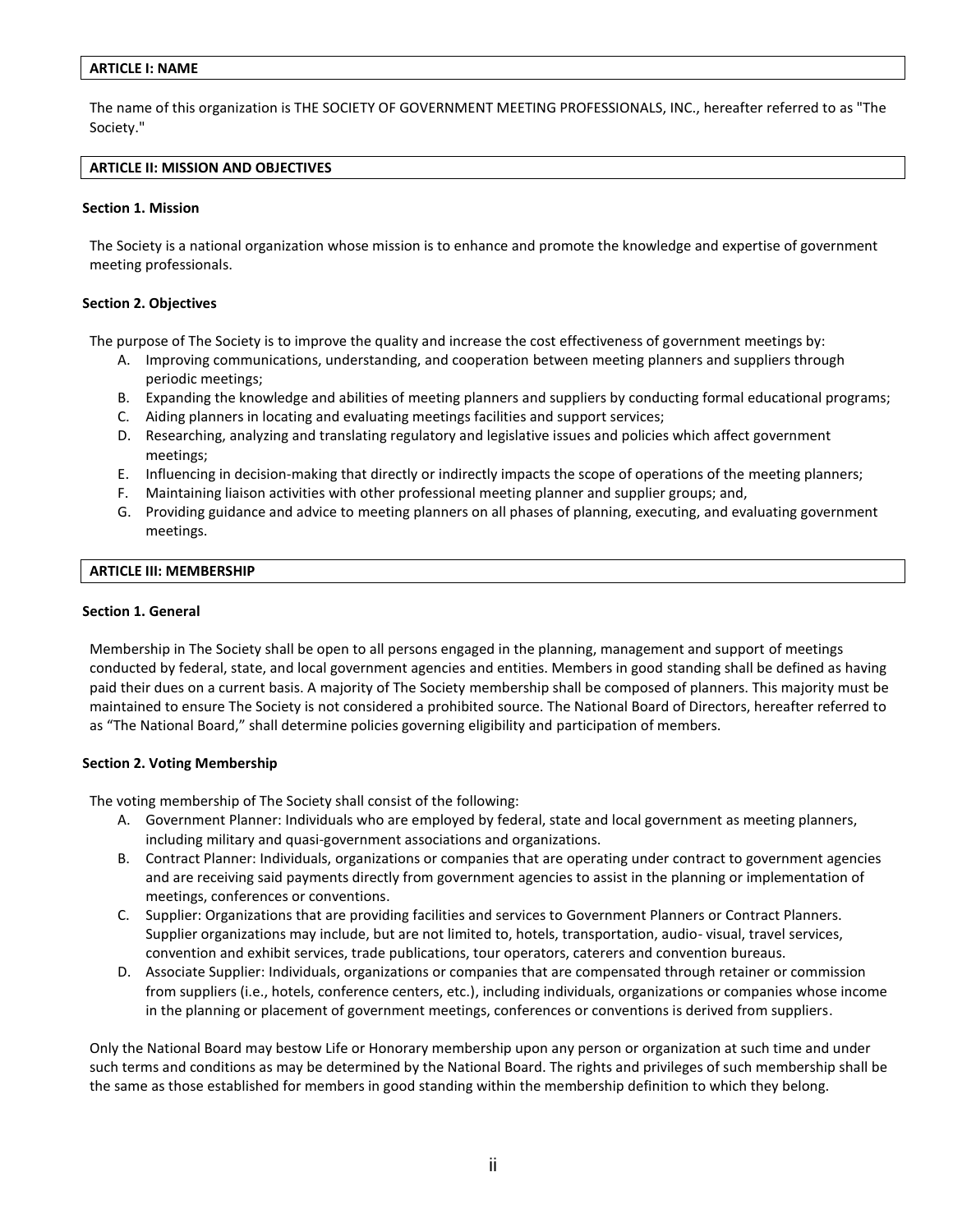## ARTICLE I: NAME

The name of this organization is THE SOCIETY OF GOVERNMENT MEETING PROFESSIONALS, INC., hereafter referred to as "The Society."

## ARTICLE II: MISSION AND OBJECTIVES

### Section 1. Mission

The Society is a national organization whose mission is to enhance and promote the knowledge and expertise of government meeting professionals.

### Section 2. Objectives

The purpose of The Society is to improve the quality and increase the cost effectiveness of government meetings by:

A. Improving communications, understanding, and cooperation between meeting planners and suppliers through periodic meetings;
B. Expanding the knowledge and abilities of meeting planners and suppliers by conducting formal educational programs;
C. Aiding planners in locating and evaluating meetings facilities and support services;
D. Researching, analyzing and translating regulatory and legislative issues and policies which affect government meetings;
E. Influencing in decision-making that directly or indirectly impacts the scope of operations of the meeting planners;
F. Maintaining liaison activities with other professional meeting planner and supplier groups; and,
G. Providing guidance and advice to meeting planners on all phases of planning, executing, and evaluating government meetings.

## ARTICLE III: MEMBERSHIP

### Section 1. General

Membership in The Society shall be open to all persons engaged in the planning, management and support of meetings conducted by federal, state, and local government agencies and entities. Members in good standing shall be defined as having paid their dues on a current basis. A majority of The Society membership shall be composed of planners. This majority must be maintained to ensure The Society is not considered a prohibited source. The National Board of Directors, hereafter referred to as "The National Board," shall determine policies governing eligibility and participation of members.

### Section 2. Voting Membership

The voting membership of The Society shall consist of the following:

A. Government Planner: Individuals who are employed by federal, state and local government as meeting planners, including military and quasi-government associations and organizations.
B. Contract Planner: Individuals, organizations or companies that are operating under contract to government agencies and are receiving said payments directly from government agencies to assist in the planning or implementation of meetings, conferences or conventions.
C. Supplier: Organizations that are providing facilities and services to Government Planners or Contract Planners. Supplier organizations may include, but are not limited to, hotels, transportation, audio- visual, travel services, convention and exhibit services, trade publications, tour operators, caterers and convention bureaus.
D. Associate Supplier: Individuals, organizations or companies that are compensated through retainer or commission from suppliers (i.e., hotels, conference centers, etc.), including individuals, organizations or companies whose income in the planning or placement of government meetings, conferences or conventions is derived from suppliers.

Only the National Board may bestow Life or Honorary membership upon any person or organization at such time and under such terms and conditions as may be determined by the National Board. The rights and privileges of such membership shall be the same as those established for members in good standing within the membership definition to which they belong.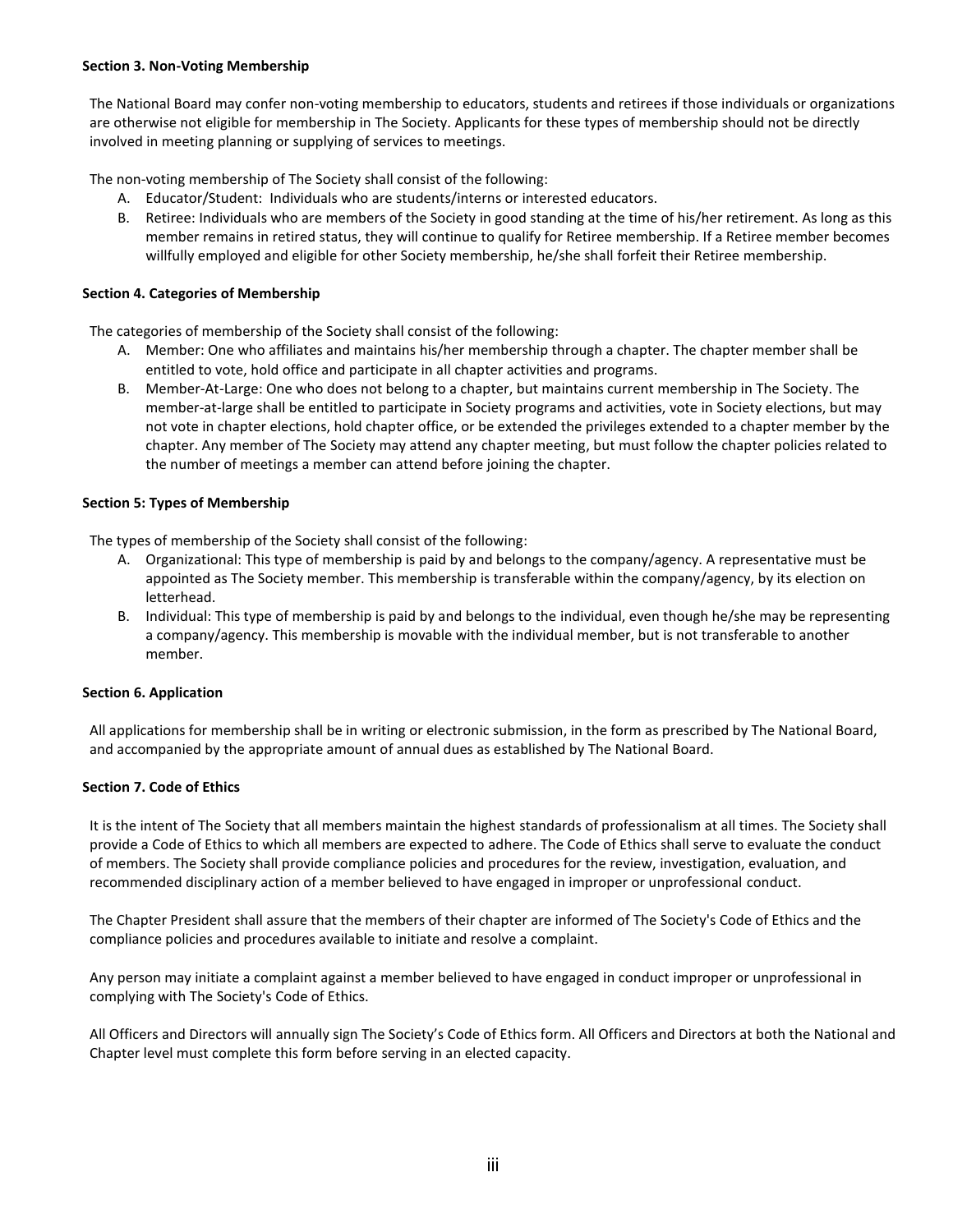**Section 3. Non-Voting Membership**

The National Board may confer non-voting membership to educators, students and retirees if those individuals or organizations are otherwise not eligible for membership in The Society. Applicants for these types of membership should not be directly involved in meeting planning or supplying of services to meetings.

The non-voting membership of The Society shall consist of the following:

A. Educator/Student: Individuals who are students/interns or interested educators.
B. Retiree: Individuals who are members of the Society in good standing at the time of his/her retirement. As long as this member remains in retired status, they will continue to qualify for Retiree membership. If a Retiree member becomes willfully employed and eligible for other Society membership, he/she shall forfeit their Retiree membership.

**Section 4. Categories of Membership**

The categories of membership of the Society shall consist of the following:

A. Member: One who affiliates and maintains his/her membership through a chapter. The chapter member shall be entitled to vote, hold office and participate in all chapter activities and programs.
B. Member-At-Large: One who does not belong to a chapter, but maintains current membership in The Society. The member-at-large shall be entitled to participate in Society programs and activities, vote in Society elections, but may not vote in chapter elections, hold chapter office, or be extended the privileges extended to a chapter member by the chapter. Any member of The Society may attend any chapter meeting, but must follow the chapter policies related to the number of meetings a member can attend before joining the chapter.

**Section 5: Types of Membership**

The types of membership of the Society shall consist of the following:

A. Organizational: This type of membership is paid by and belongs to the company/agency. A representative must be appointed as The Society member. This membership is transferable within the company/agency, by its election on letterhead.
B. Individual: This type of membership is paid by and belongs to the individual, even though he/she may be representing a company/agency. This membership is movable with the individual member, but is not transferable to another member.

**Section 6. Application**

All applications for membership shall be in writing or electronic submission, in the form as prescribed by The National Board, and accompanied by the appropriate amount of annual dues as established by The National Board.

**Section 7. Code of Ethics**

It is the intent of The Society that all members maintain the highest standards of professionalism at all times. The Society shall provide a Code of Ethics to which all members are expected to adhere. The Code of Ethics shall serve to evaluate the conduct of members. The Society shall provide compliance policies and procedures for the review, investigation, evaluation, and recommended disciplinary action of a member believed to have engaged in improper or unprofessional conduct.

The Chapter President shall assure that the members of their chapter are informed of The Society's Code of Ethics and the compliance policies and procedures available to initiate and resolve a complaint.

Any person may initiate a complaint against a member believed to have engaged in conduct improper or unprofessional in complying with The Society's Code of Ethics.

All Officers and Directors will annually sign The Society's Code of Ethics form. All Officers and Directors at both the National and Chapter level must complete this form before serving in an elected capacity.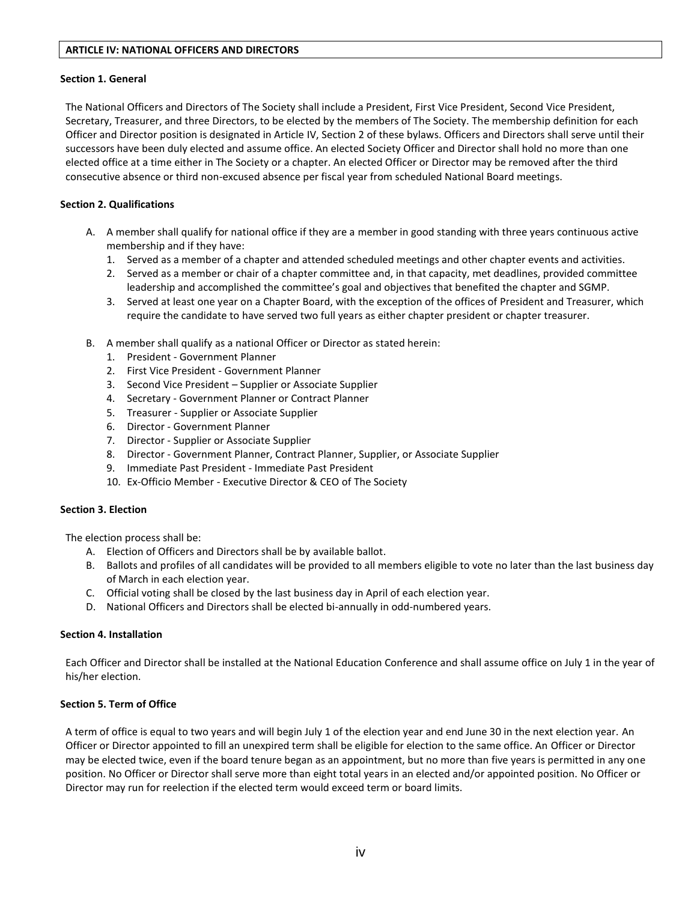## ARTICLE IV: NATIONAL OFFICERS AND DIRECTORS

### Section 1. General

The National Officers and Directors of The Society shall include a President, First Vice President, Second Vice President, Secretary, Treasurer, and three Directors, to be elected by the members of The Society. The membership definition for each Officer and Director position is designated in Article IV, Section 2 of these bylaws. Officers and Directors shall serve until their successors have been duly elected and assume office. An elected Society Officer and Director shall hold no more than one elected office at a time either in The Society or a chapter. An elected Officer or Director may be removed after the third consecutive absence or third non-excused absence per fiscal year from scheduled National Board meetings.

### Section 2. Qualifications

A. A member shall qualify for national office if they are a member in good standing with three years continuous active membership and if they have:
   1. Served as a member of a chapter and attended scheduled meetings and other chapter events and activities.
   2. Served as a member or chair of a chapter committee and, in that capacity, met deadlines, provided committee leadership and accomplished the committee's goal and objectives that benefited the chapter and SGMP.
   3. Served at least one year on a Chapter Board, with the exception of the offices of President and Treasurer, which require the candidate to have served two full years as either chapter president or chapter treasurer.

B. A member shall qualify as a national Officer or Director as stated herein:
   1. President - Government Planner
   2. First Vice President - Government Planner
   3. Second Vice President – Supplier or Associate Supplier
   4. Secretary - Government Planner or Contract Planner
   5. Treasurer - Supplier or Associate Supplier
   6. Director - Government Planner
   7. Director - Supplier or Associate Supplier
   8. Director - Government Planner, Contract Planner, Supplier, or Associate Supplier
   9. Immediate Past President - Immediate Past President
   10. Ex-Officio Member - Executive Director & CEO of The Society

### Section 3. Election

The election process shall be:

A. Election of Officers and Directors shall be by available ballot.
B. Ballots and profiles of all candidates will be provided to all members eligible to vote no later than the last business day of March in each election year.
C. Official voting shall be closed by the last business day in April of each election year.
D. National Officers and Directors shall be elected bi-annually in odd-numbered years.

### Section 4. Installation

Each Officer and Director shall be installed at the National Education Conference and shall assume office on July 1 in the year of his/her election.

### Section 5. Term of Office

A term of office is equal to two years and will begin July 1 of the election year and end June 30 in the next election year. An Officer or Director appointed to fill an unexpired term shall be eligible for election to the same office. An Officer or Director may be elected twice, even if the board tenure began as an appointment, but no more than five years is permitted in any one position. No Officer or Director shall serve more than eight total years in an elected and/or appointed position. No Officer or Director may run for reelection if the elected term would exceed term or board limits.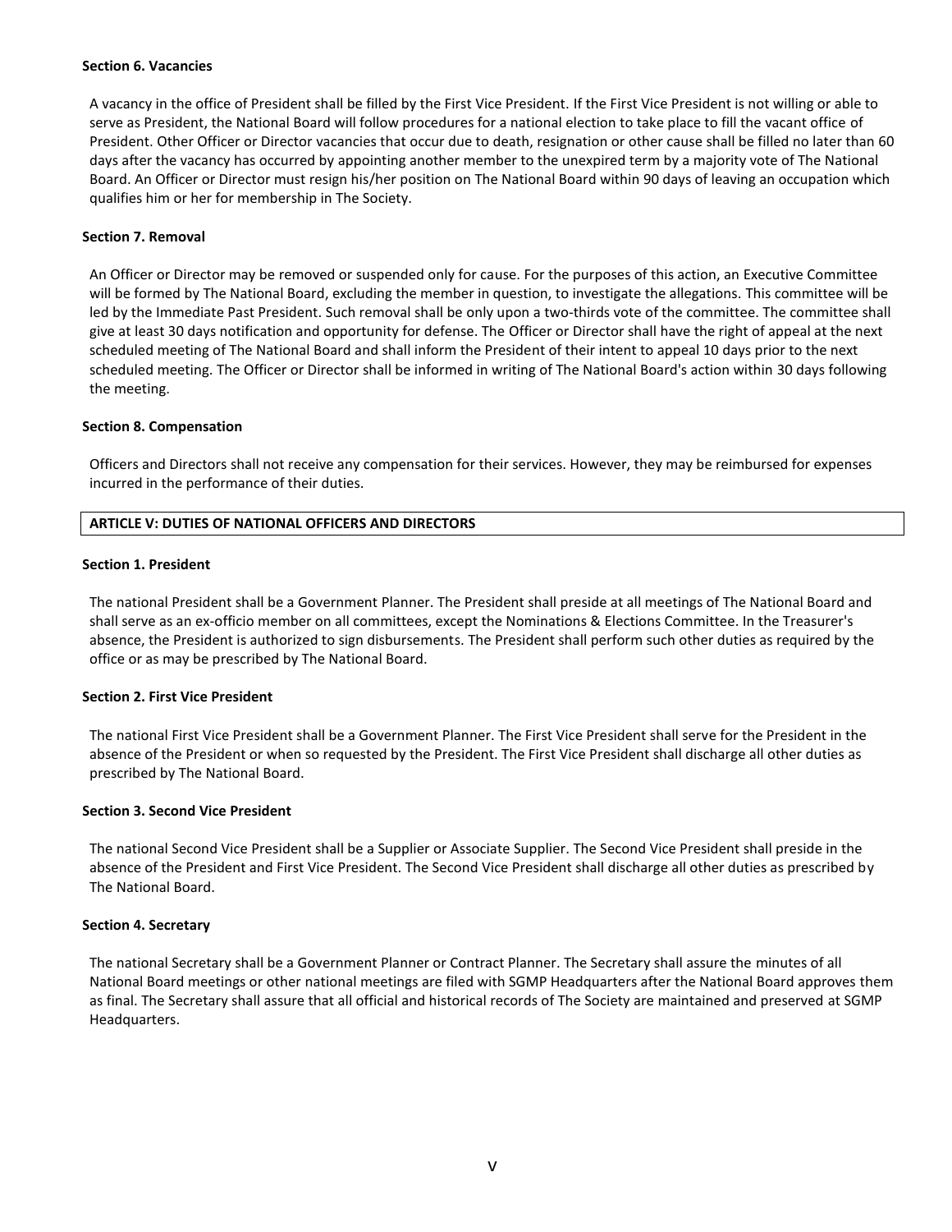### Section 6. Vacancies

A vacancy in the office of President shall be filled by the First Vice President. If the First Vice President is not willing or able to serve as President, the National Board will follow procedures for a national election to take place to fill the vacant office of President. Other Officer or Director vacancies that occur due to death, resignation or other cause shall be filled no later than 60 days after the vacancy has occurred by appointing another member to the unexpired term by a majority vote of The National Board. An Officer or Director must resign his/her position on The National Board within 90 days of leaving an occupation which qualifies him or her for membership in The Society.

### Section 7. Removal

An Officer or Director may be removed or suspended only for cause. For the purposes of this action, an Executive Committee will be formed by The National Board, excluding the member in question, to investigate the allegations. This committee will be led by the Immediate Past President. Such removal shall be only upon a two-thirds vote of the committee. The committee shall give at least 30 days notification and opportunity for defense. The Officer or Director shall have the right of appeal at the next scheduled meeting of The National Board and shall inform the President of their intent to appeal 10 days prior to the next scheduled meeting. The Officer or Director shall be informed in writing of The National Board's action within 30 days following the meeting.

### Section 8. Compensation

Officers and Directors shall not receive any compensation for their services. However, they may be reimbursed for expenses incurred in the performance of their duties.

## ARTICLE V: DUTIES OF NATIONAL OFFICERS AND DIRECTORS

### Section 1. President

The national President shall be a Government Planner. The President shall preside at all meetings of The National Board and shall serve as an ex-officio member on all committees, except the Nominations & Elections Committee. In the Treasurer's absence, the President is authorized to sign disbursements. The President shall perform such other duties as required by the office or as may be prescribed by The National Board.

### Section 2. First Vice President

The national First Vice President shall be a Government Planner. The First Vice President shall serve for the President in the absence of the President or when so requested by the President. The First Vice President shall discharge all other duties as prescribed by The National Board.

### Section 3. Second Vice President

The national Second Vice President shall be a Supplier or Associate Supplier. The Second Vice President shall preside in the absence of the President and First Vice President. The Second Vice President shall discharge all other duties as prescribed by The National Board.

### Section 4. Secretary

The national Secretary shall be a Government Planner or Contract Planner. The Secretary shall assure the minutes of all National Board meetings or other national meetings are filed with SGMP Headquarters after the National Board approves them as final. The Secretary shall assure that all official and historical records of The Society are maintained and preserved at SGMP Headquarters.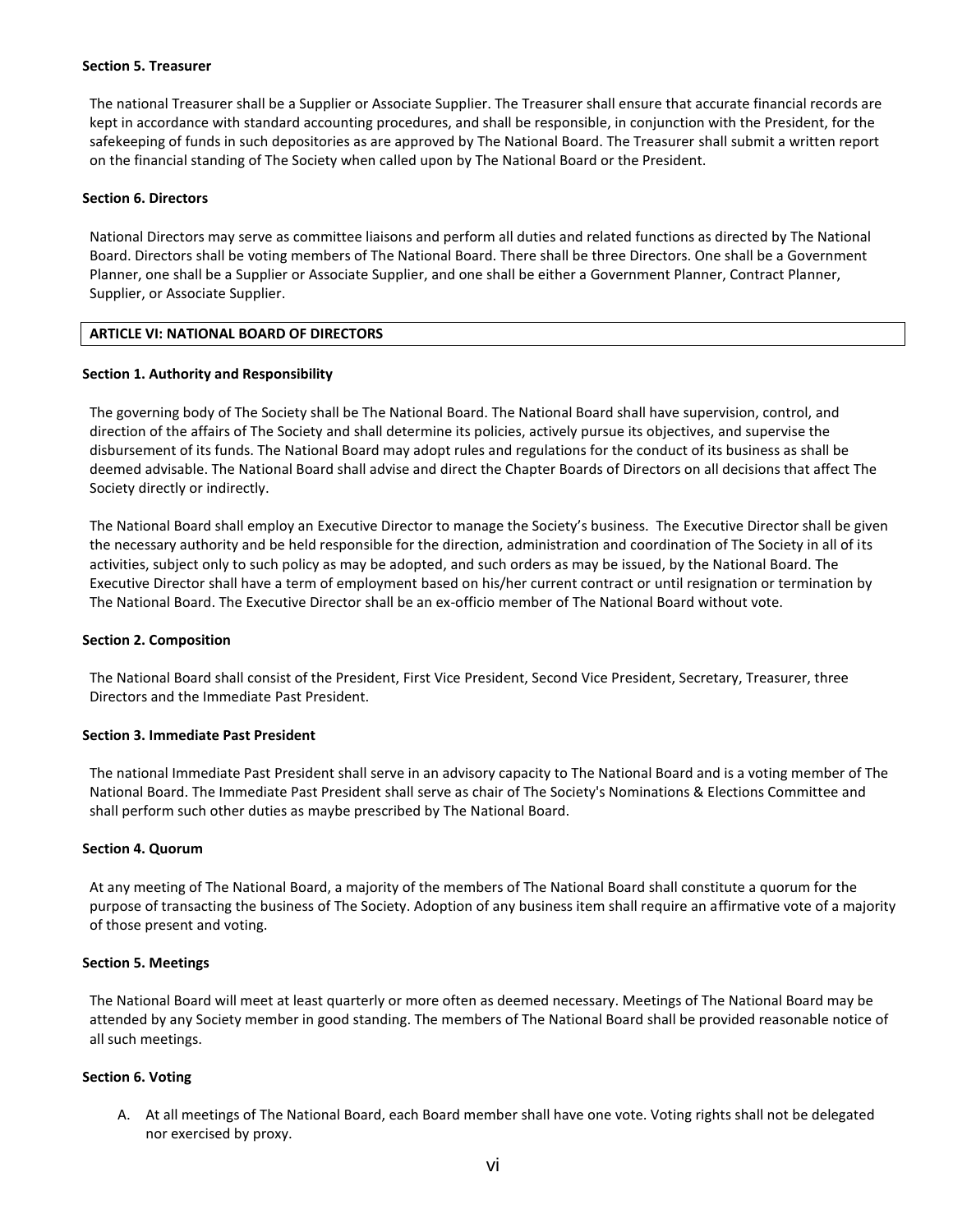**Section 5. Treasurer**

The national Treasurer shall be a Supplier or Associate Supplier. The Treasurer shall ensure that accurate financial records are kept in accordance with standard accounting procedures, and shall be responsible, in conjunction with the President, for the safekeeping of funds in such depositories as are approved by The National Board. The Treasurer shall submit a written report on the financial standing of The Society when called upon by The National Board or the President.

**Section 6. Directors**

National Directors may serve as committee liaisons and perform all duties and related functions as directed by The National Board. Directors shall be voting members of The National Board. There shall be three Directors. One shall be a Government Planner, one shall be a Supplier or Associate Supplier, and one shall be either a Government Planner, Contract Planner, Supplier, or Associate Supplier.

## ARTICLE VI: NATIONAL BOARD OF DIRECTORS

**Section 1. Authority and Responsibility**

The governing body of The Society shall be The National Board. The National Board shall have supervision, control, and direction of the affairs of The Society and shall determine its policies, actively pursue its objectives, and supervise the disbursement of its funds. The National Board may adopt rules and regulations for the conduct of its business as shall be deemed advisable. The National Board shall advise and direct the Chapter Boards of Directors on all decisions that affect The Society directly or indirectly.

The National Board shall employ an Executive Director to manage the Society's business. The Executive Director shall be given the necessary authority and be held responsible for the direction, administration and coordination of The Society in all of its activities, subject only to such policy as may be adopted, and such orders as may be issued, by the National Board. The Executive Director shall have a term of employment based on his/her current contract or until resignation or termination by The National Board. The Executive Director shall be an ex-officio member of The National Board without vote.

**Section 2. Composition**

The National Board shall consist of the President, First Vice President, Second Vice President, Secretary, Treasurer, three Directors and the Immediate Past President.

**Section 3. Immediate Past President**

The national Immediate Past President shall serve in an advisory capacity to The National Board and is a voting member of The National Board. The Immediate Past President shall serve as chair of The Society's Nominations & Elections Committee and shall perform such other duties as maybe prescribed by The National Board.

**Section 4. Quorum**

At any meeting of The National Board, a majority of the members of The National Board shall constitute a quorum for the purpose of transacting the business of The Society. Adoption of any business item shall require an affirmative vote of a majority of those present and voting.

**Section 5. Meetings**

The National Board will meet at least quarterly or more often as deemed necessary. Meetings of The National Board may be attended by any Society member in good standing. The members of The National Board shall be provided reasonable notice of all such meetings.

**Section 6. Voting**

A. At all meetings of The National Board, each Board member shall have one vote. Voting rights shall not be delegated nor exercised by proxy.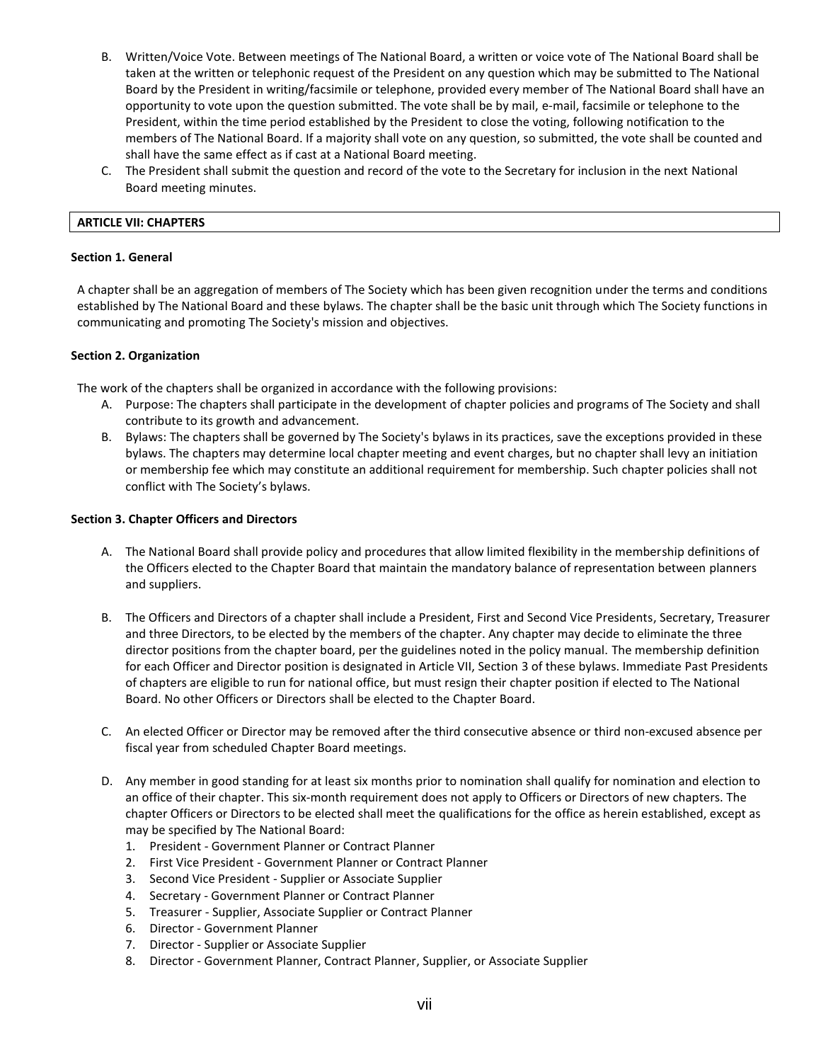B. Written/Voice Vote. Between meetings of The National Board, a written or voice vote of The National Board shall be taken at the written or telephonic request of the President on any question which may be submitted to The National Board by the President in writing/facsimile or telephone, provided every member of The National Board shall have an opportunity to vote upon the question submitted. The vote shall be by mail, e-mail, facsimile or telephone to the President, within the time period established by the President to close the voting, following notification to the members of The National Board. If a majority shall vote on any question, so submitted, the vote shall be counted and shall have the same effect as if cast at a National Board meeting.

C. The President shall submit the question and record of the vote to the Secretary for inclusion in the next National Board meeting minutes.

## ARTICLE VII: CHAPTERS

### Section 1. General

A chapter shall be an aggregation of members of The Society which has been given recognition under the terms and conditions established by The National Board and these bylaws. The chapter shall be the basic unit through which The Society functions in communicating and promoting The Society's mission and objectives.

### Section 2. Organization

The work of the chapters shall be organized in accordance with the following provisions:

A. Purpose: The chapters shall participate in the development of chapter policies and programs of The Society and shall contribute to its growth and advancement.

B. Bylaws: The chapters shall be governed by The Society's bylaws in its practices, save the exceptions provided in these bylaws. The chapters may determine local chapter meeting and event charges, but no chapter shall levy an initiation or membership fee which may constitute an additional requirement for membership. Such chapter policies shall not conflict with The Society's bylaws.

### Section 3. Chapter Officers and Directors

A. The National Board shall provide policy and procedures that allow limited flexibility in the membership definitions of the Officers elected to the Chapter Board that maintain the mandatory balance of representation between planners and suppliers.

B. The Officers and Directors of a chapter shall include a President, First and Second Vice Presidents, Secretary, Treasurer and three Directors, to be elected by the members of the chapter. Any chapter may decide to eliminate the three director positions from the chapter board, per the guidelines noted in the policy manual. The membership definition for each Officer and Director position is designated in Article VII, Section 3 of these bylaws. Immediate Past Presidents of chapters are eligible to run for national office, but must resign their chapter position if elected to The National Board. No other Officers or Directors shall be elected to the Chapter Board.

C. An elected Officer or Director may be removed after the third consecutive absence or third non-excused absence per fiscal year from scheduled Chapter Board meetings.

D. Any member in good standing for at least six months prior to nomination shall qualify for nomination and election to an office of their chapter. This six-month requirement does not apply to Officers or Directors of new chapters. The chapter Officers or Directors to be elected shall meet the qualifications for the office as herein established, except as may be specified by The National Board:
   1. President - Government Planner or Contract Planner
   2. First Vice President - Government Planner or Contract Planner
   3. Second Vice President - Supplier or Associate Supplier
   4. Secretary - Government Planner or Contract Planner
   5. Treasurer - Supplier, Associate Supplier or Contract Planner
   6. Director - Government Planner
   7. Director - Supplier or Associate Supplier
   8. Director - Government Planner, Contract Planner, Supplier, or Associate Supplier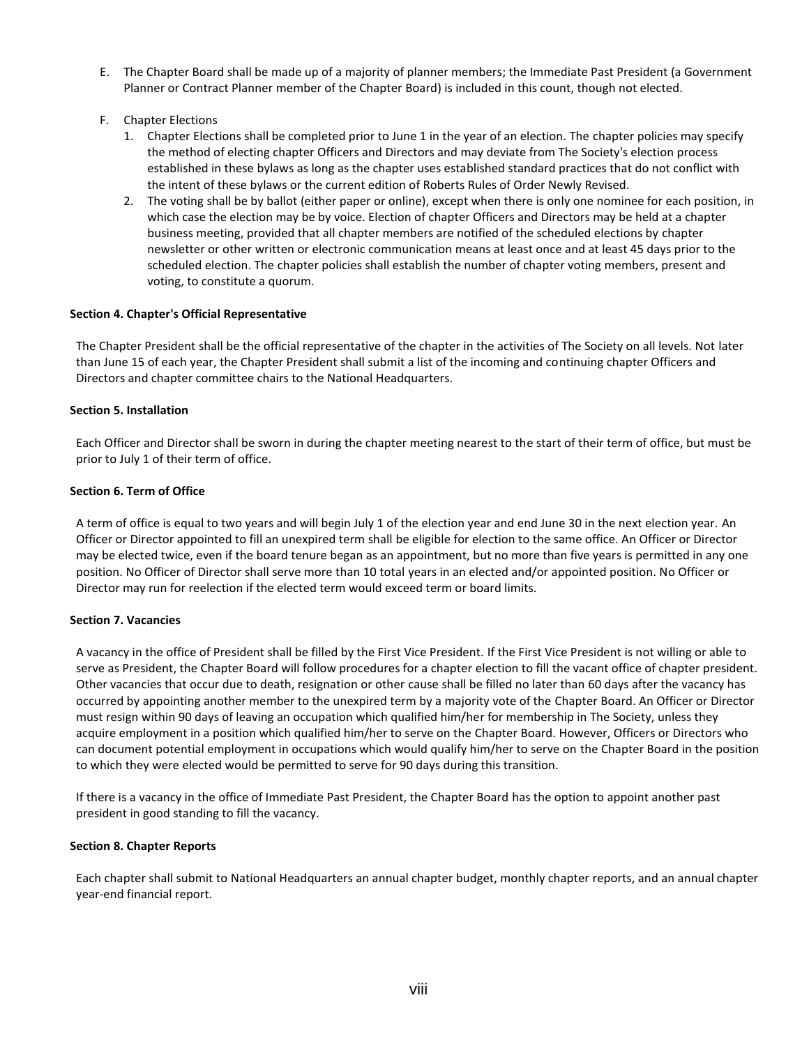E. The Chapter Board shall be made up of a majority of planner members; the Immediate Past President (a Government Planner or Contract Planner member of the Chapter Board) is included in this count, though not elected.

F. Chapter Elections
   1. Chapter Elections shall be completed prior to June 1 in the year of an election. The chapter policies may specify the method of electing chapter Officers and Directors and may deviate from The Society's election process established in these bylaws as long as the chapter uses established standard practices that do not conflict with the intent of these bylaws or the current edition of Roberts Rules of Order Newly Revised.
   2. The voting shall be by ballot (either paper or online), except when there is only one nominee for each position, in which case the election may be by voice. Election of chapter Officers and Directors may be held at a chapter business meeting, provided that all chapter members are notified of the scheduled elections by chapter newsletter or other written or electronic communication means at least once and at least 45 days prior to the scheduled election. The chapter policies shall establish the number of chapter voting members, present and voting, to constitute a quorum.

**Section 4. Chapter's Official Representative**

The Chapter President shall be the official representative of the chapter in the activities of The Society on all levels. Not later than June 15 of each year, the Chapter President shall submit a list of the incoming and continuing chapter Officers and Directors and chapter committee chairs to the National Headquarters.

**Section 5. Installation**

Each Officer and Director shall be sworn in during the chapter meeting nearest to the start of their term of office, but must be prior to July 1 of their term of office.

**Section 6. Term of Office**

A term of office is equal to two years and will begin July 1 of the election year and end June 30 in the next election year. An Officer or Director appointed to fill an unexpired term shall be eligible for election to the same office. An Officer or Director may be elected twice, even if the board tenure began as an appointment, but no more than five years is permitted in any one position. No Officer of Director shall serve more than 10 total years in an elected and/or appointed position. No Officer or Director may run for reelection if the elected term would exceed term or board limits.

**Section 7. Vacancies**

A vacancy in the office of President shall be filled by the First Vice President. If the First Vice President is not willing or able to serve as President, the Chapter Board will follow procedures for a chapter election to fill the vacant office of chapter president. Other vacancies that occur due to death, resignation or other cause shall be filled no later than 60 days after the vacancy has occurred by appointing another member to the unexpired term by a majority vote of the Chapter Board. An Officer or Director must resign within 90 days of leaving an occupation which qualified him/her for membership in The Society, unless they acquire employment in a position which qualified him/her to serve on the Chapter Board. However, Officers or Directors who can document potential employment in occupations which would qualify him/her to serve on the Chapter Board in the position to which they were elected would be permitted to serve for 90 days during this transition.

If there is a vacancy in the office of Immediate Past President, the Chapter Board has the option to appoint another past president in good standing to fill the vacancy.

**Section 8. Chapter Reports**

Each chapter shall submit to National Headquarters an annual chapter budget, monthly chapter reports, and an annual chapter year-end financial report.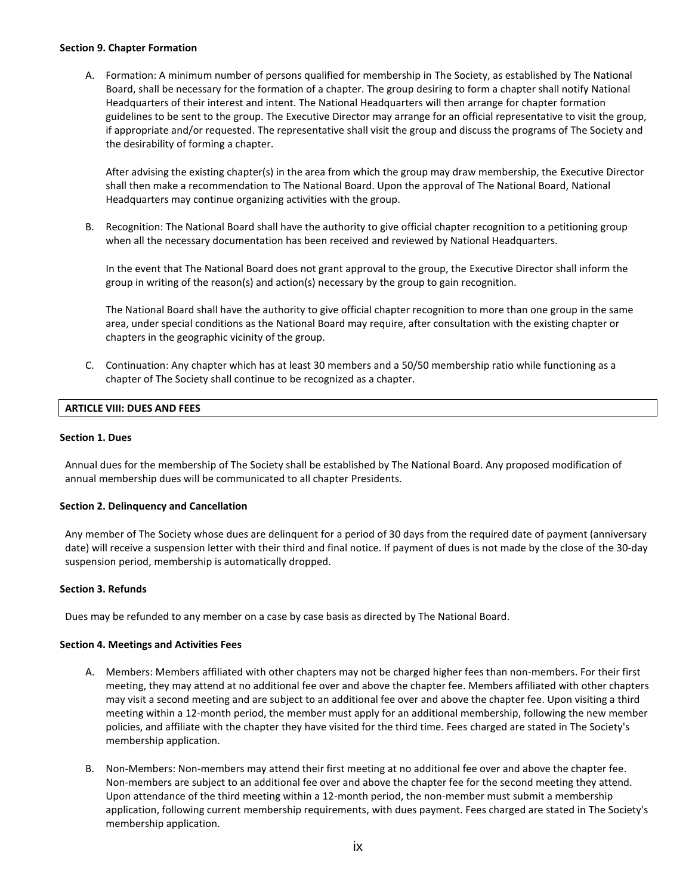### Section 9. Chapter Formation

A. Formation: A minimum number of persons qualified for membership in The Society, as established by The National Board, shall be necessary for the formation of a chapter. The group desiring to form a chapter shall notify National Headquarters of their interest and intent. The National Headquarters will then arrange for chapter formation guidelines to be sent to the group. The Executive Director may arrange for an official representative to visit the group, if appropriate and/or requested. The representative shall visit the group and discuss the programs of The Society and the desirability of forming a chapter.

   After advising the existing chapter(s) in the area from which the group may draw membership, the Executive Director shall then make a recommendation to The National Board. Upon the approval of The National Board, National Headquarters may continue organizing activities with the group.

B. Recognition: The National Board shall have the authority to give official chapter recognition to a petitioning group when all the necessary documentation has been received and reviewed by National Headquarters.

   In the event that The National Board does not grant approval to the group, the Executive Director shall inform the group in writing of the reason(s) and action(s) necessary by the group to gain recognition.

   The National Board shall have the authority to give official chapter recognition to more than one group in the same area, under special conditions as the National Board may require, after consultation with the existing chapter or chapters in the geographic vicinity of the group.

C. Continuation: Any chapter which has at least 30 members and a 50/50 membership ratio while functioning as a chapter of The Society shall continue to be recognized as a chapter.

## ARTICLE VIII: DUES AND FEES

### Section 1. Dues

Annual dues for the membership of The Society shall be established by The National Board. Any proposed modification of annual membership dues will be communicated to all chapter Presidents.

### Section 2. Delinquency and Cancellation

Any member of The Society whose dues are delinquent for a period of 30 days from the required date of payment (anniversary date) will receive a suspension letter with their third and final notice. If payment of dues is not made by the close of the 30-day suspension period, membership is automatically dropped.

### Section 3. Refunds

Dues may be refunded to any member on a case by case basis as directed by The National Board.

### Section 4. Meetings and Activities Fees

A. Members: Members affiliated with other chapters may not be charged higher fees than non-members. For their first meeting, they may attend at no additional fee over and above the chapter fee. Members affiliated with other chapters may visit a second meeting and are subject to an additional fee over and above the chapter fee. Upon visiting a third meeting within a 12-month period, the member must apply for an additional membership, following the new member policies, and affiliate with the chapter they have visited for the third time. Fees charged are stated in The Society's membership application.

B. Non-Members: Non-members may attend their first meeting at no additional fee over and above the chapter fee. Non-members are subject to an additional fee over and above the chapter fee for the second meeting they attend. Upon attendance of the third meeting within a 12-month period, the non-member must submit a membership application, following current membership requirements, with dues payment. Fees charged are stated in The Society's membership application.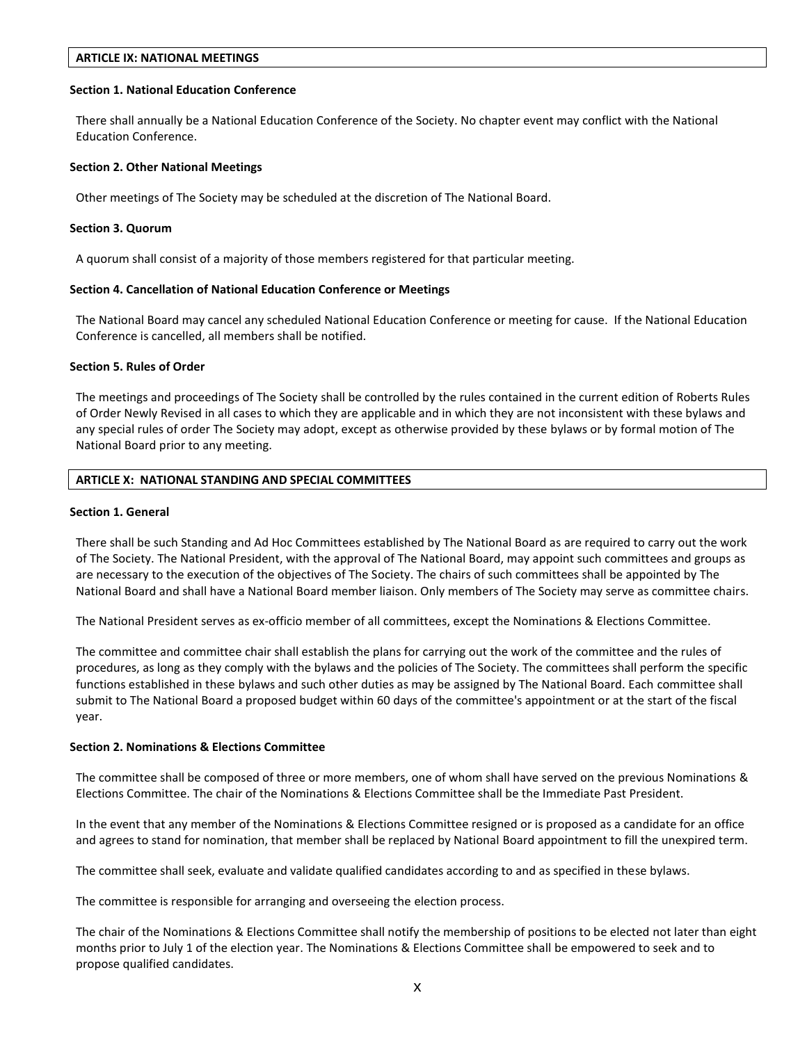## ARTICLE IX: NATIONAL MEETINGS

### Section 1. National Education Conference

There shall annually be a National Education Conference of the Society. No chapter event may conflict with the National Education Conference.

### Section 2. Other National Meetings

Other meetings of The Society may be scheduled at the discretion of The National Board.

### Section 3. Quorum

A quorum shall consist of a majority of those members registered for that particular meeting.

### Section 4. Cancellation of National Education Conference or Meetings

The National Board may cancel any scheduled National Education Conference or meeting for cause. If the National Education Conference is cancelled, all members shall be notified.

### Section 5. Rules of Order

The meetings and proceedings of The Society shall be controlled by the rules contained in the current edition of Roberts Rules of Order Newly Revised in all cases to which they are applicable and in which they are not inconsistent with these bylaws and any special rules of order The Society may adopt, except as otherwise provided by these bylaws or by formal motion of The National Board prior to any meeting.

## ARTICLE X: NATIONAL STANDING AND SPECIAL COMMITTEES

### Section 1. General

There shall be such Standing and Ad Hoc Committees established by The National Board as are required to carry out the work of The Society. The National President, with the approval of The National Board, may appoint such committees and groups as are necessary to the execution of the objectives of The Society. The chairs of such committees shall be appointed by The National Board and shall have a National Board member liaison. Only members of The Society may serve as committee chairs.

The National President serves as ex-officio member of all committees, except the Nominations & Elections Committee.

The committee and committee chair shall establish the plans for carrying out the work of the committee and the rules of procedures, as long as they comply with the bylaws and the policies of The Society. The committees shall perform the specific functions established in these bylaws and such other duties as may be assigned by The National Board. Each committee shall submit to The National Board a proposed budget within 60 days of the committee's appointment or at the start of the fiscal year.

### Section 2. Nominations & Elections Committee

The committee shall be composed of three or more members, one of whom shall have served on the previous Nominations & Elections Committee. The chair of the Nominations & Elections Committee shall be the Immediate Past President.

In the event that any member of the Nominations & Elections Committee resigned or is proposed as a candidate for an office and agrees to stand for nomination, that member shall be replaced by National Board appointment to fill the unexpired term.

The committee shall seek, evaluate and validate qualified candidates according to and as specified in these bylaws.

The committee is responsible for arranging and overseeing the election process.

The chair of the Nominations & Elections Committee shall notify the membership of positions to be elected not later than eight months prior to July 1 of the election year. The Nominations & Elections Committee shall be empowered to seek and to propose qualified candidates.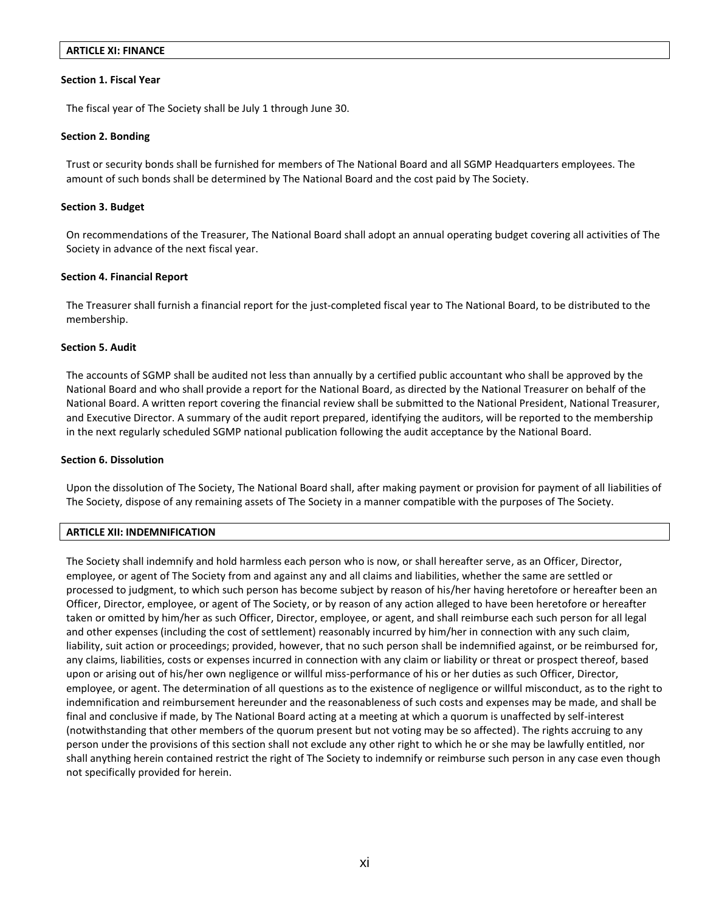## ARTICLE XI: FINANCE

### Section 1. Fiscal Year

The fiscal year of The Society shall be July 1 through June 30.

### Section 2. Bonding

Trust or security bonds shall be furnished for members of The National Board and all SGMP Headquarters employees. The amount of such bonds shall be determined by The National Board and the cost paid by The Society.

### Section 3. Budget

On recommendations of the Treasurer, The National Board shall adopt an annual operating budget covering all activities of The Society in advance of the next fiscal year.

### Section 4. Financial Report

The Treasurer shall furnish a financial report for the just-completed fiscal year to The National Board, to be distributed to the membership.

### Section 5. Audit

The accounts of SGMP shall be audited not less than annually by a certified public accountant who shall be approved by the National Board and who shall provide a report for the National Board, as directed by the National Treasurer on behalf of the National Board. A written report covering the financial review shall be submitted to the National President, National Treasurer, and Executive Director. A summary of the audit report prepared, identifying the auditors, will be reported to the membership in the next regularly scheduled SGMP national publication following the audit acceptance by the National Board.

### Section 6. Dissolution

Upon the dissolution of The Society, The National Board shall, after making payment or provision for payment of all liabilities of The Society, dispose of any remaining assets of The Society in a manner compatible with the purposes of The Society.

## ARTICLE XII: INDEMNIFICATION

The Society shall indemnify and hold harmless each person who is now, or shall hereafter serve, as an Officer, Director, employee, or agent of The Society from and against any and all claims and liabilities, whether the same are settled or processed to judgment, to which such person has become subject by reason of his/her having heretofore or hereafter been an Officer, Director, employee, or agent of The Society, or by reason of any action alleged to have been heretofore or hereafter taken or omitted by him/her as such Officer, Director, employee, or agent, and shall reimburse each such person for all legal and other expenses (including the cost of settlement) reasonably incurred by him/her in connection with any such claim, liability, suit action or proceedings; provided, however, that no such person shall be indemnified against, or be reimbursed for, any claims, liabilities, costs or expenses incurred in connection with any claim or liability or threat or prospect thereof, based upon or arising out of his/her own negligence or willful miss-performance of his or her duties as such Officer, Director, employee, or agent. The determination of all questions as to the existence of negligence or willful misconduct, as to the right to indemnification and reimbursement hereunder and the reasonableness of such costs and expenses may be made, and shall be final and conclusive if made, by The National Board acting at a meeting at which a quorum is unaffected by self-interest (notwithstanding that other members of the quorum present but not voting may be so affected). The rights accruing to any person under the provisions of this section shall not exclude any other right to which he or she may be lawfully entitled, nor shall anything herein contained restrict the right of The Society to indemnify or reimburse such person in any case even though not specifically provided for herein.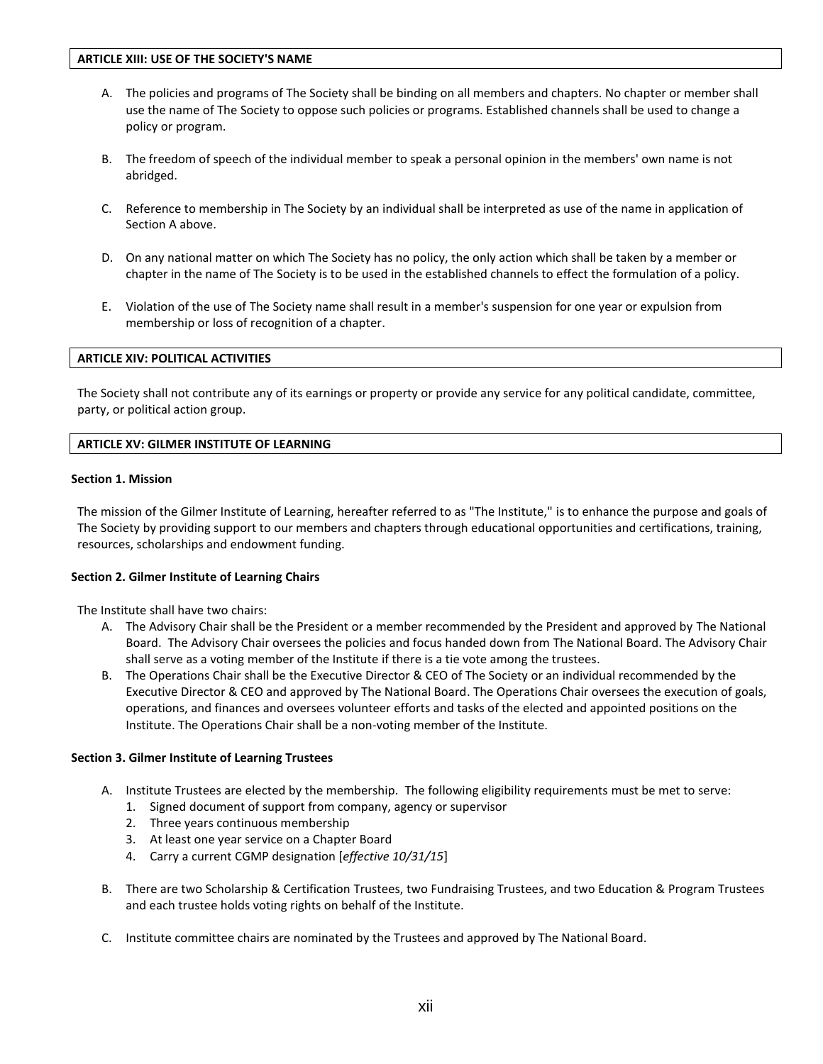## ARTICLE XIII: USE OF THE SOCIETY'S NAME

A. The policies and programs of The Society shall be binding on all members and chapters. No chapter or member shall use the name of The Society to oppose such policies or programs. Established channels shall be used to change a policy or program.

B. The freedom of speech of the individual member to speak a personal opinion in the members' own name is not abridged.

C. Reference to membership in The Society by an individual shall be interpreted as use of the name in application of Section A above.

D. On any national matter on which The Society has no policy, the only action which shall be taken by a member or chapter in the name of The Society is to be used in the established channels to effect the formulation of a policy.

E. Violation of the use of The Society name shall result in a member's suspension for one year or expulsion from membership or loss of recognition of a chapter.

## ARTICLE XIV: POLITICAL ACTIVITIES

The Society shall not contribute any of its earnings or property or provide any service for any political candidate, committee, party, or political action group.

## ARTICLE XV: GILMER INSTITUTE OF LEARNING

### Section 1. Mission

The mission of the Gilmer Institute of Learning, hereafter referred to as "The Institute," is to enhance the purpose and goals of The Society by providing support to our members and chapters through educational opportunities and certifications, training, resources, scholarships and endowment funding.

### Section 2. Gilmer Institute of Learning Chairs

The Institute shall have two chairs:

A. The Advisory Chair shall be the President or a member recommended by the President and approved by The National Board. The Advisory Chair oversees the policies and focus handed down from The National Board. The Advisory Chair shall serve as a voting member of the Institute if there is a tie vote among the trustees.

B. The Operations Chair shall be the Executive Director & CEO of The Society or an individual recommended by the Executive Director & CEO and approved by The National Board. The Operations Chair oversees the execution of goals, operations, and finances and oversees volunteer efforts and tasks of the elected and appointed positions on the Institute. The Operations Chair shall be a non-voting member of the Institute.

### Section 3. Gilmer Institute of Learning Trustees

A. Institute Trustees are elected by the membership. The following eligibility requirements must be met to serve:
   1. Signed document of support from company, agency or supervisor
   2. Three years continuous membership
   3. At least one year service on a Chapter Board
   4. Carry a current CGMP designation [*effective 10/31/15*]

B. There are two Scholarship & Certification Trustees, two Fundraising Trustees, and two Education & Program Trustees and each trustee holds voting rights on behalf of the Institute.

C. Institute committee chairs are nominated by the Trustees and approved by The National Board.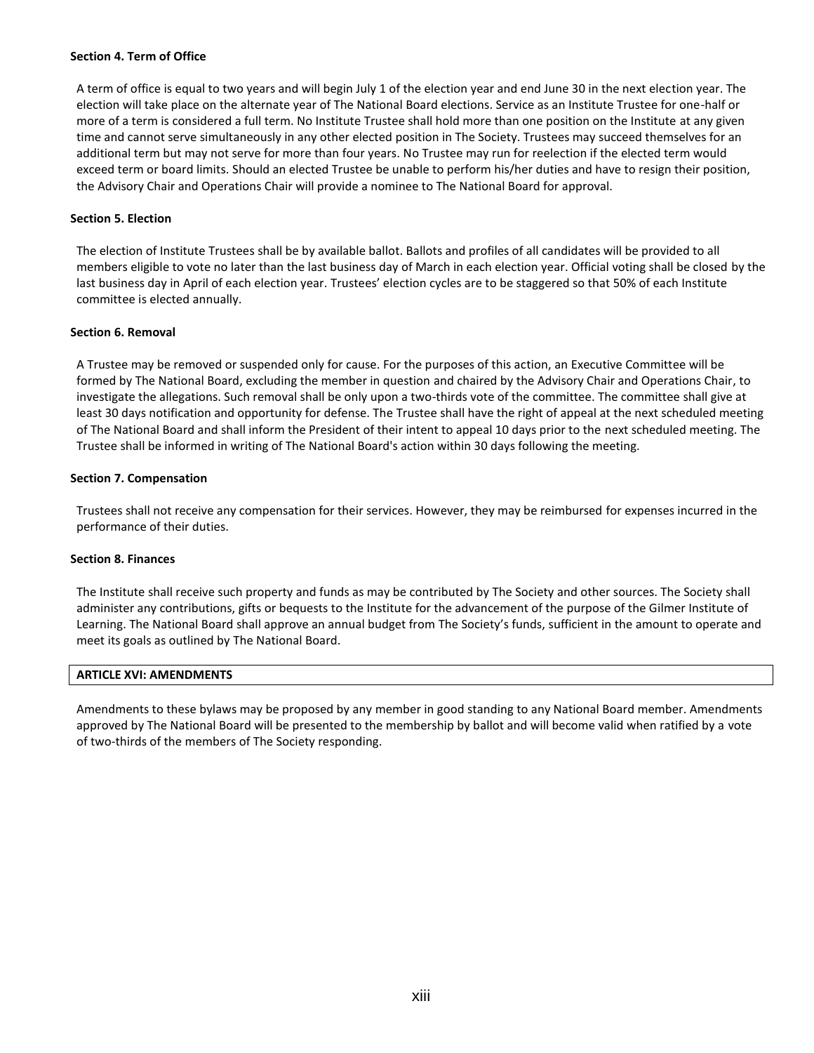**Section 4. Term of Office**

A term of office is equal to two years and will begin July 1 of the election year and end June 30 in the next election year. The election will take place on the alternate year of The National Board elections. Service as an Institute Trustee for one-half or more of a term is considered a full term. No Institute Trustee shall hold more than one position on the Institute at any given time and cannot serve simultaneously in any other elected position in The Society. Trustees may succeed themselves for an additional term but may not serve for more than four years. No Trustee may run for reelection if the elected term would exceed term or board limits. Should an elected Trustee be unable to perform his/her duties and have to resign their position, the Advisory Chair and Operations Chair will provide a nominee to The National Board for approval.

**Section 5. Election**

The election of Institute Trustees shall be by available ballot. Ballots and profiles of all candidates will be provided to all members eligible to vote no later than the last business day of March in each election year. Official voting shall be closed by the last business day in April of each election year. Trustees' election cycles are to be staggered so that 50% of each Institute committee is elected annually.

**Section 6. Removal**

A Trustee may be removed or suspended only for cause. For the purposes of this action, an Executive Committee will be formed by The National Board, excluding the member in question and chaired by the Advisory Chair and Operations Chair, to investigate the allegations. Such removal shall be only upon a two-thirds vote of the committee. The committee shall give at least 30 days notification and opportunity for defense. The Trustee shall have the right of appeal at the next scheduled meeting of The National Board and shall inform the President of their intent to appeal 10 days prior to the next scheduled meeting. The Trustee shall be informed in writing of The National Board's action within 30 days following the meeting.

**Section 7. Compensation**

Trustees shall not receive any compensation for their services. However, they may be reimbursed for expenses incurred in the performance of their duties.

**Section 8. Finances**

The Institute shall receive such property and funds as may be contributed by The Society and other sources. The Society shall administer any contributions, gifts or bequests to the Institute for the advancement of the purpose of the Gilmer Institute of Learning. The National Board shall approve an annual budget from The Society's funds, sufficient in the amount to operate and meet its goals as outlined by The National Board.

## ARTICLE XVI: AMENDMENTS

Amendments to these bylaws may be proposed by any member in good standing to any National Board member. Amendments approved by The National Board will be presented to the membership by ballot and will become valid when ratified by a vote of two-thirds of the members of The Society responding.